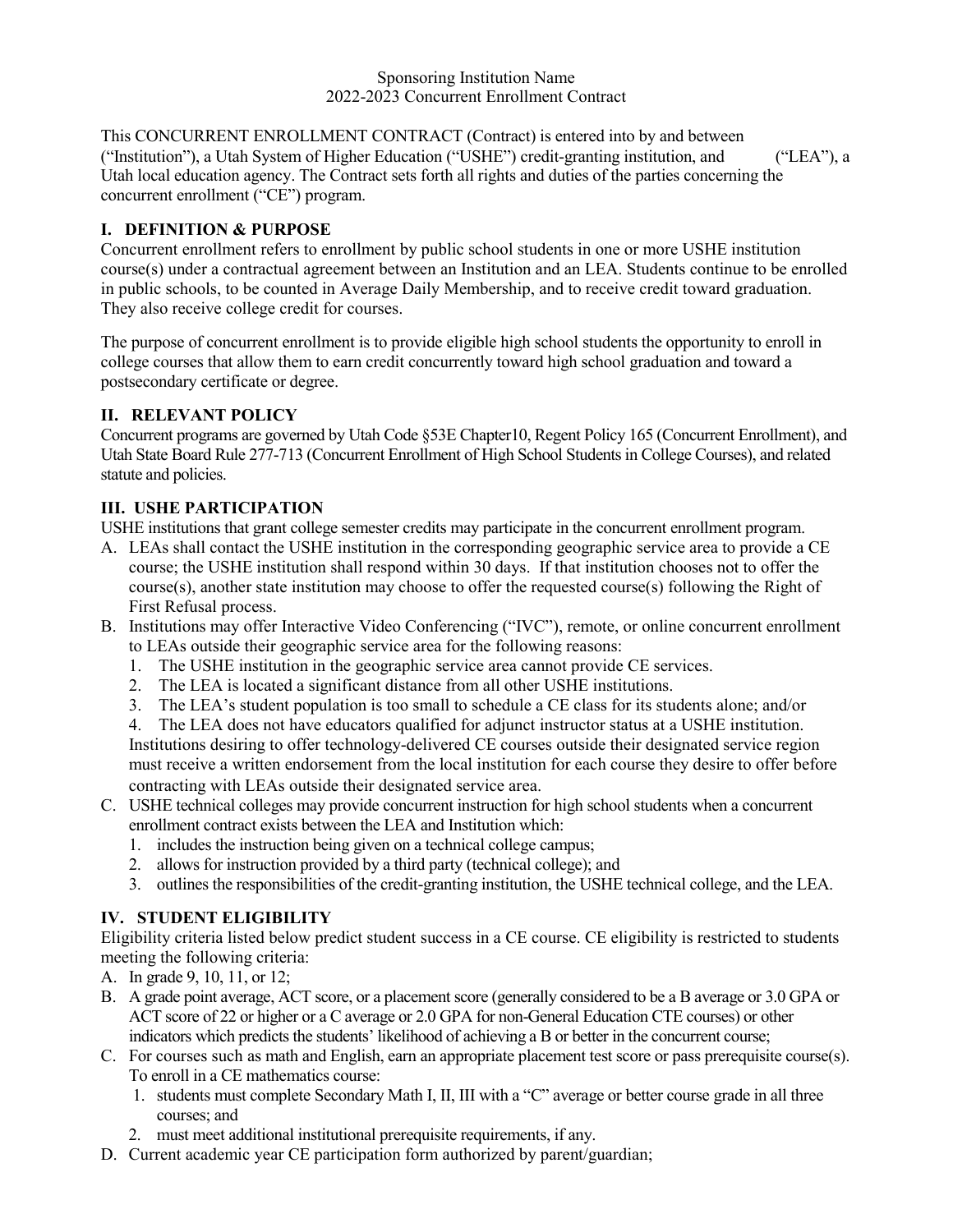Sponsoring Institution Name
2022-2023 Concurrent Enrollment Contract

This CONCURRENT ENROLLMENT CONTRACT (Contract) is entered into by and between ("Institution"), a Utah System of Higher Education ("USHE") credit-granting institution, and ("LEA"), a Utah local education agency. The Contract sets forth all rights and duties of the parties concerning the concurrent enrollment ("CE") program.

## I. DEFINITION & PURPOSE

Concurrent enrollment refers to enrollment by public school students in one or more USHE institution course(s) under a contractual agreement between an Institution and an LEA. Students continue to be enrolled in public schools, to be counted in Average Daily Membership, and to receive credit toward graduation. They also receive college credit for courses.

The purpose of concurrent enrollment is to provide eligible high school students the opportunity to enroll in college courses that allow them to earn credit concurrently toward high school graduation and toward a postsecondary certificate or degree.

## II. RELEVANT POLICY

Concurrent programs are governed by Utah Code §53E Chapter10, Regent Policy 165 (Concurrent Enrollment), and Utah State Board Rule 277-713 (Concurrent Enrollment of High School Students in College Courses), and related statute and policies.

## III. USHE PARTICIPATION

USHE institutions that grant college semester credits may participate in the concurrent enrollment program.

A. LEAs shall contact the USHE institution in the corresponding geographic service area to provide a CE course; the USHE institution shall respond within 30 days. If that institution chooses not to offer the course(s), another state institution may choose to offer the requested course(s) following the Right of First Refusal process.

B. Institutions may offer Interactive Video Conferencing ("IVC"), remote, or online concurrent enrollment to LEAs outside their geographic service area for the following reasons:
   1. The USHE institution in the geographic service area cannot provide CE services.
   2. The LEA is located a significant distance from all other USHE institutions.
   3. The LEA's student population is too small to schedule a CE class for its students alone; and/or
   4. The LEA does not have educators qualified for adjunct instructor status at a USHE institution.

   Institutions desiring to offer technology-delivered CE courses outside their designated service region must receive a written endorsement from the local institution for each course they desire to offer before contracting with LEAs outside their designated service area.

C. USHE technical colleges may provide concurrent instruction for high school students when a concurrent enrollment contract exists between the LEA and Institution which:
   1. includes the instruction being given on a technical college campus;
   2. allows for instruction provided by a third party (technical college); and
   3. outlines the responsibilities of the credit-granting institution, the USHE technical college, and the LEA.

## IV. STUDENT ELIGIBILITY

Eligibility criteria listed below predict student success in a CE course. CE eligibility is restricted to students meeting the following criteria:

A. In grade 9, 10, 11, or 12;

B. A grade point average, ACT score, or a placement score (generally considered to be a B average or 3.0 GPA or ACT score of 22 or higher or a C average or 2.0 GPA for non-General Education CTE courses) or other indicators which predicts the students' likelihood of achieving a B or better in the concurrent course;

C. For courses such as math and English, earn an appropriate placement test score or pass prerequisite course(s). To enroll in a CE mathematics course:
   1. students must complete Secondary Math I, II, III with a "C" average or better course grade in all three courses; and
   2. must meet additional institutional prerequisite requirements, if any.

D. Current academic year CE participation form authorized by parent/guardian;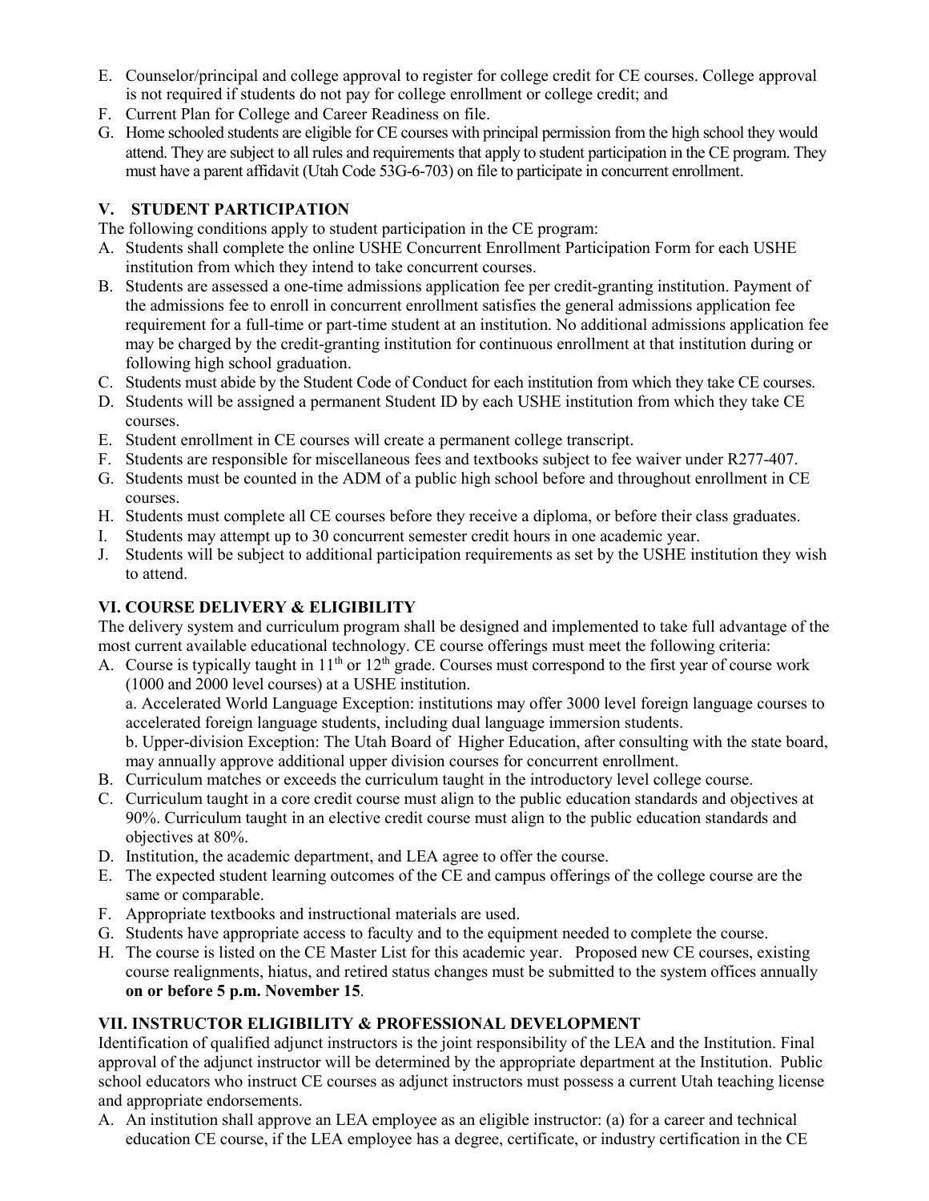E. Counselor/principal and college approval to register for college credit for CE courses. College approval is not required if students do not pay for college enrollment or college credit; and
F. Current Plan for College and Career Readiness on file.
G. Home schooled students are eligible for CE courses with principal permission from the high school they would attend. They are subject to all rules and requirements that apply to student participation in the CE program. They must have a parent affidavit (Utah Code 53G-6-703) on file to participate in concurrent enrollment.

## V. STUDENT PARTICIPATION

The following conditions apply to student participation in the CE program:

A. Students shall complete the online USHE Concurrent Enrollment Participation Form for each USHE institution from which they intend to take concurrent courses.
B. Students are assessed a one-time admissions application fee per credit-granting institution. Payment of the admissions fee to enroll in concurrent enrollment satisfies the general admissions application fee requirement for a full-time or part-time student at an institution. No additional admissions application fee may be charged by the credit-granting institution for continuous enrollment at that institution during or following high school graduation.
C. Students must abide by the Student Code of Conduct for each institution from which they take CE courses.
D. Students will be assigned a permanent Student ID by each USHE institution from which they take CE courses.
E. Student enrollment in CE courses will create a permanent college transcript.
F. Students are responsible for miscellaneous fees and textbooks subject to fee waiver under R277-407.
G. Students must be counted in the ADM of a public high school before and throughout enrollment in CE courses.
H. Students must complete all CE courses before they receive a diploma, or before their class graduates.
I. Students may attempt up to 30 concurrent semester credit hours in one academic year.
J. Students will be subject to additional participation requirements as set by the USHE institution they wish to attend.

## VI. COURSE DELIVERY & ELIGIBILITY

The delivery system and curriculum program shall be designed and implemented to take full advantage of the most current available educational technology. CE course offerings must meet the following criteria:

A. Course is typically taught in 11th or 12th grade. Courses must correspond to the first year of course work (1000 and 2000 level courses) at a USHE institution.
   a. Accelerated World Language Exception: institutions may offer 3000 level foreign language courses to accelerated foreign language students, including dual language immersion students.
   b. Upper-division Exception: The Utah Board of Higher Education, after consulting with the state board, may annually approve additional upper division courses for concurrent enrollment.
B. Curriculum matches or exceeds the curriculum taught in the introductory level college course.
C. Curriculum taught in a core credit course must align to the public education standards and objectives at 90%. Curriculum taught in an elective credit course must align to the public education standards and objectives at 80%.
D. Institution, the academic department, and LEA agree to offer the course.
E. The expected student learning outcomes of the CE and campus offerings of the college course are the same or comparable.
F. Appropriate textbooks and instructional materials are used.
G. Students have appropriate access to faculty and to the equipment needed to complete the course.
H. The course is listed on the CE Master List for this academic year. Proposed new CE courses, existing course realignments, hiatus, and retired status changes must be submitted to the system offices annually **on or before 5 p.m. November 15**.

## VII. INSTRUCTOR ELIGIBILITY & PROFESSIONAL DEVELOPMENT

Identification of qualified adjunct instructors is the joint responsibility of the LEA and the Institution. Final approval of the adjunct instructor will be determined by the appropriate department at the Institution. Public school educators who instruct CE courses as adjunct instructors must possess a current Utah teaching license and appropriate endorsements.

A. An institution shall approve an LEA employee as an eligible instructor: (a) for a career and technical education CE course, if the LEA employee has a degree, certificate, or industry certification in the CE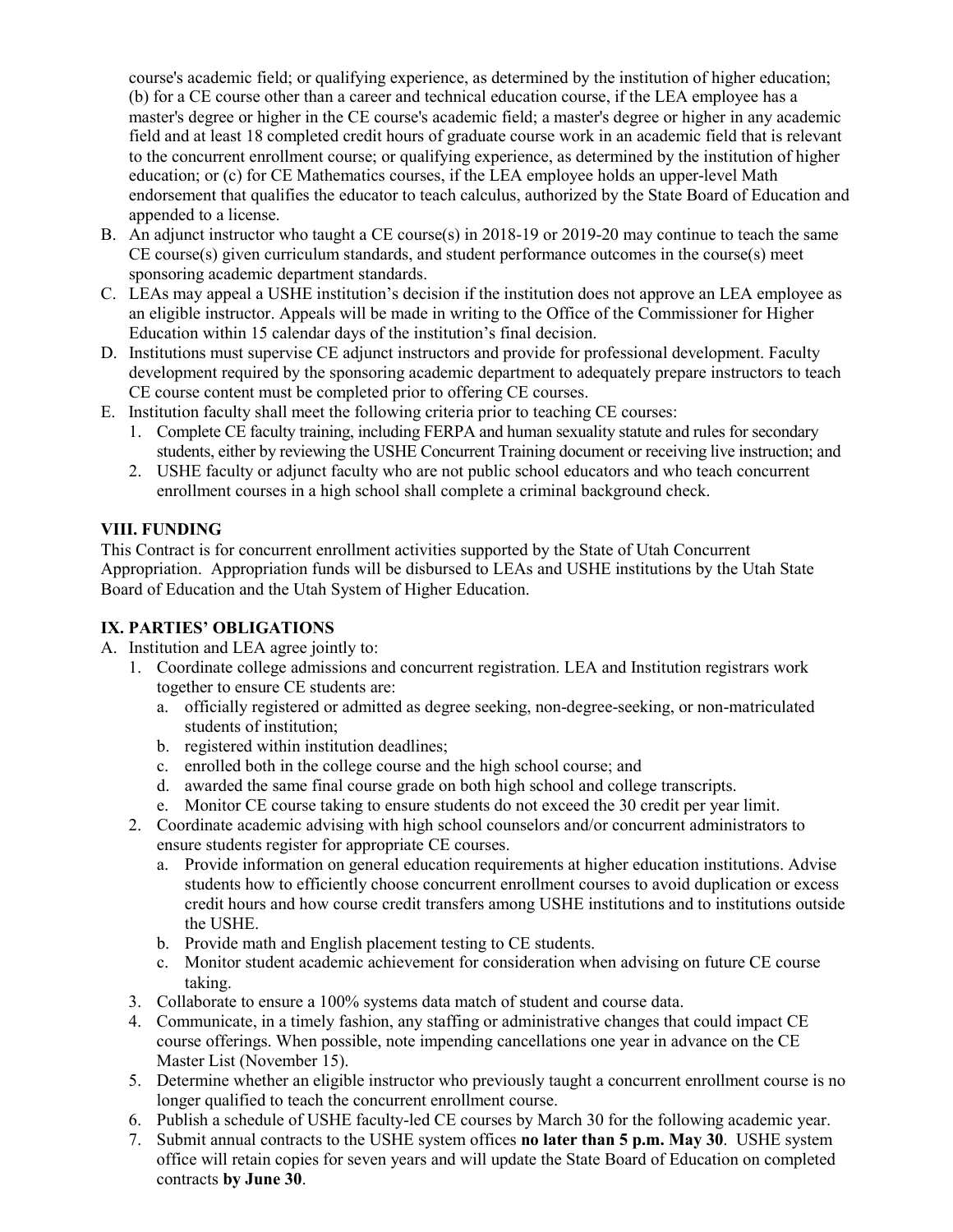course's academic field; or qualifying experience, as determined by the institution of higher education; (b) for a CE course other than a career and technical education course, if the LEA employee has a master's degree or higher in the CE course's academic field; a master's degree or higher in any academic field and at least 18 completed credit hours of graduate course work in an academic field that is relevant to the concurrent enrollment course; or qualifying experience, as determined by the institution of higher education; or (c) for CE Mathematics courses, if the LEA employee holds an upper-level Math endorsement that qualifies the educator to teach calculus, authorized by the State Board of Education and appended to a license.

B. An adjunct instructor who taught a CE course(s) in 2018-19 or 2019-20 may continue to teach the same CE course(s) given curriculum standards, and student performance outcomes in the course(s) meet sponsoring academic department standards.

C. LEAs may appeal a USHE institution's decision if the institution does not approve an LEA employee as an eligible instructor. Appeals will be made in writing to the Office of the Commissioner for Higher Education within 15 calendar days of the institution's final decision.

D. Institutions must supervise CE adjunct instructors and provide for professional development. Faculty development required by the sponsoring academic department to adequately prepare instructors to teach CE course content must be completed prior to offering CE courses.

E. Institution faculty shall meet the following criteria prior to teaching CE courses:
   1. Complete CE faculty training, including FERPA and human sexuality statute and rules for secondary students, either by reviewing the USHE Concurrent Training document or receiving live instruction; and
   2. USHE faculty or adjunct faculty who are not public school educators and who teach concurrent enrollment courses in a high school shall complete a criminal background check.

## VIII. FUNDING

This Contract is for concurrent enrollment activities supported by the State of Utah Concurrent Appropriation. Appropriation funds will be disbursed to LEAs and USHE institutions by the Utah State Board of Education and the Utah System of Higher Education.

## IX. PARTIES' OBLIGATIONS

A. Institution and LEA agree jointly to:
   1. Coordinate college admissions and concurrent registration. LEA and Institution registrars work together to ensure CE students are:
      a. officially registered or admitted as degree seeking, non-degree-seeking, or non-matriculated students of institution;
      b. registered within institution deadlines;
      c. enrolled both in the college course and the high school course; and
      d. awarded the same final course grade on both high school and college transcripts.
      e. Monitor CE course taking to ensure students do not exceed the 30 credit per year limit.
   2. Coordinate academic advising with high school counselors and/or concurrent administrators to ensure students register for appropriate CE courses.
      a. Provide information on general education requirements at higher education institutions. Advise students how to efficiently choose concurrent enrollment courses to avoid duplication or excess credit hours and how course credit transfers among USHE institutions and to institutions outside the USHE.
      b. Provide math and English placement testing to CE students.
      c. Monitor student academic achievement for consideration when advising on future CE course taking.
   3. Collaborate to ensure a 100% systems data match of student and course data.
   4. Communicate, in a timely fashion, any staffing or administrative changes that could impact CE course offerings. When possible, note impending cancellations one year in advance on the CE Master List (November 15).
   5. Determine whether an eligible instructor who previously taught a concurrent enrollment course is no longer qualified to teach the concurrent enrollment course.
   6. Publish a schedule of USHE faculty-led CE courses by March 30 for the following academic year.
   7. Submit annual contracts to the USHE system offices **no later than 5 p.m. May 30**. USHE system office will retain copies for seven years and will update the State Board of Education on completed contracts **by June 30**.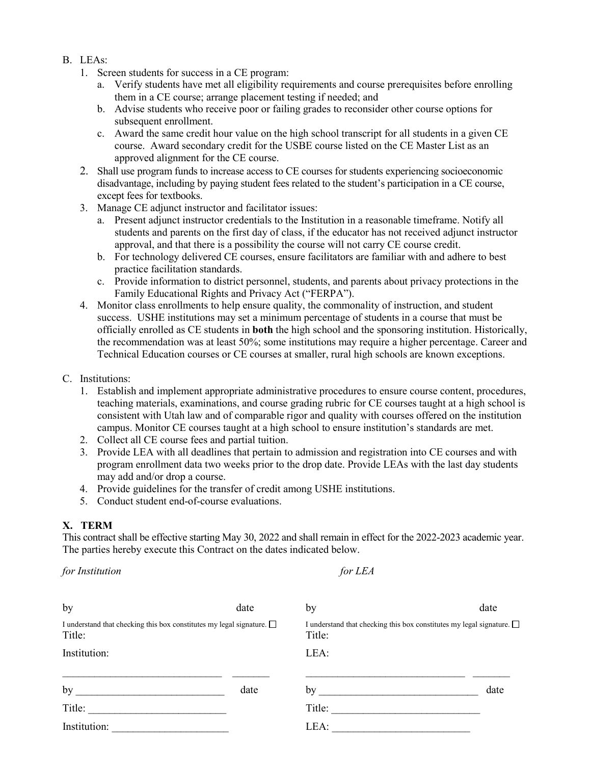B. LEAs:
   1. Screen students for success in a CE program:
      a. Verify students have met all eligibility requirements and course prerequisites before enrolling them in a CE course; arrange placement testing if needed; and
      b. Advise students who receive poor or failing grades to reconsider other course options for subsequent enrollment.
      c. Award the same credit hour value on the high school transcript for all students in a given CE course. Award secondary credit for the USBE course listed on the CE Master List as an approved alignment for the CE course.
   2. Shall use program funds to increase access to CE courses for students experiencing socioeconomic disadvantage, including by paying student fees related to the student's participation in a CE course, except fees for textbooks.
   3. Manage CE adjunct instructor and facilitator issues:
      a. Present adjunct instructor credentials to the Institution in a reasonable timeframe. Notify all students and parents on the first day of class, if the educator has not received adjunct instructor approval, and that there is a possibility the course will not carry CE course credit.
      b. For technology delivered CE courses, ensure facilitators are familiar with and adhere to best practice facilitation standards.
      c. Provide information to district personnel, students, and parents about privacy protections in the Family Educational Rights and Privacy Act ("FERPA").
   4. Monitor class enrollments to help ensure quality, the commonality of instruction, and student success. USHE institutions may set a minimum percentage of students in a course that must be officially enrolled as CE students in **both** the high school and the sponsoring institution. Historically, the recommendation was at least 50%; some institutions may require a higher percentage. Career and Technical Education courses or CE courses at smaller, rural high schools are known exceptions.

C. Institutions:
   1. Establish and implement appropriate administrative procedures to ensure course content, procedures, teaching materials, examinations, and course grading rubric for CE courses taught at a high school is consistent with Utah law and of comparable rigor and quality with courses offered on the institution campus. Monitor CE courses taught at a high school to ensure institution's standards are met.
   2. Collect all CE course fees and partial tuition.
   3. Provide LEA with all deadlines that pertain to admission and registration into CE courses and with program enrollment data two weeks prior to the drop date. Provide LEAs with the last day students may add and/or drop a course.
   4. Provide guidelines for the transfer of credit among USHE institutions.
   5. Conduct student end-of-course evaluations.

### X. TERM

This contract shall be effective starting May 30, 2022 and shall remain in effect for the 2022-2023 academic year. The parties hereby execute this Contract on the dates indicated below.

*for Institution*

by date

I understand that checking this box constitutes my legal signature. ☐

Title:

Institution:

______________________________ _______

by ____________________________ date

Title: __________________________

Institution: ______________________

*for LEA*

by date

I understand that checking this box constitutes my legal signature. ☐

Title:

LEA:

______________________________ _______

by ______________________________ date

Title: ____________________________

LEA: _________________________